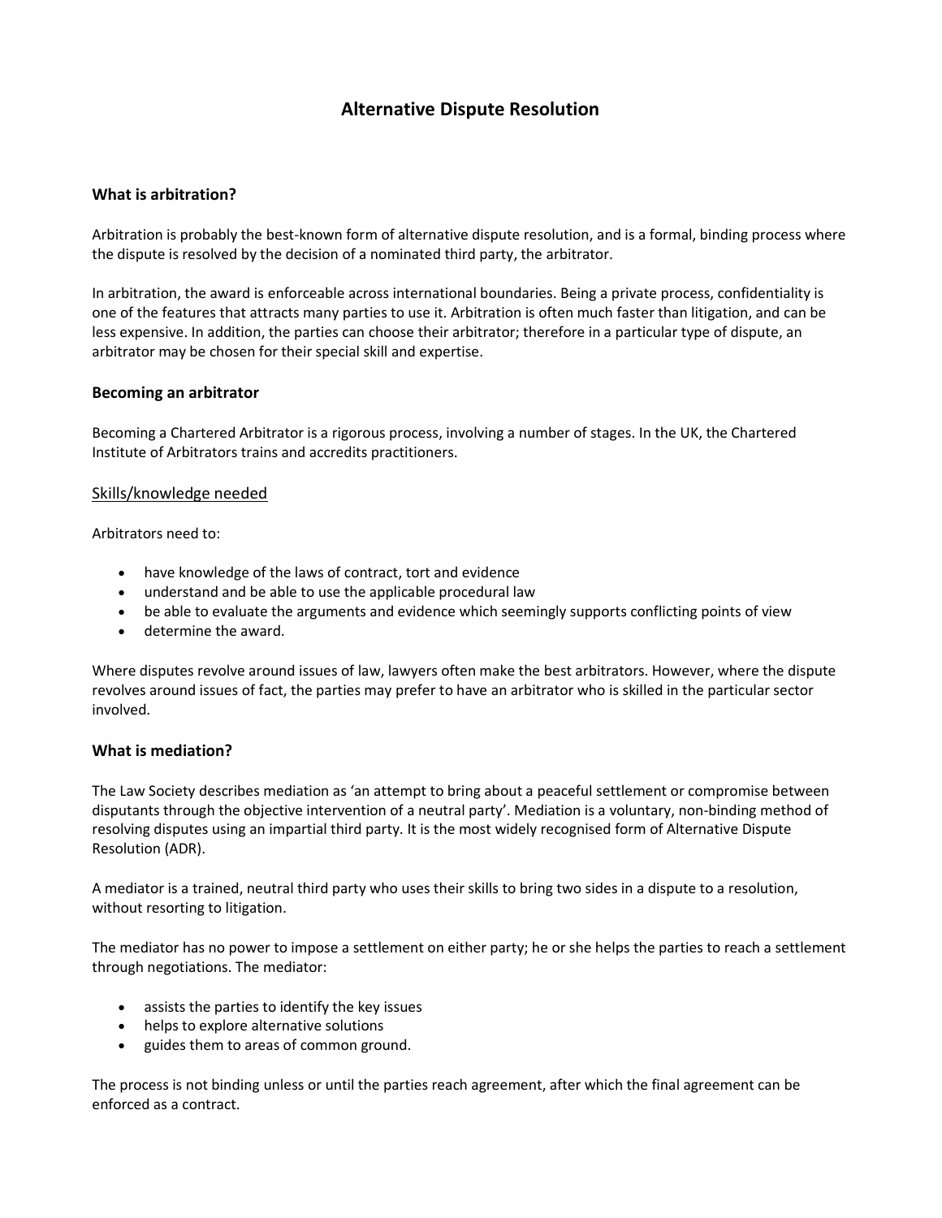# Alternative Dispute Resolution

## What is arbitration?

Arbitration is probably the best-known form of alternative dispute resolution, and is a formal, binding process where the dispute is resolved by the decision of a nominated third party, the arbitrator.

In arbitration, the award is enforceable across international boundaries. Being a private process, confidentiality is one of the features that attracts many parties to use it. Arbitration is often much faster than litigation, and can be less expensive. In addition, the parties can choose their arbitrator; therefore in a particular type of dispute, an arbitrator may be chosen for their special skill and expertise.

## Becoming an arbitrator

Becoming a Chartered Arbitrator is a rigorous process, involving a number of stages. In the UK, the Chartered Institute of Arbitrators trains and accredits practitioners.

### Skills/knowledge needed

Arbitrators need to:

- have knowledge of the laws of contract, tort and evidence
- understand and be able to use the applicable procedural law
- be able to evaluate the arguments and evidence which seemingly supports conflicting points of view
- determine the award.

Where disputes revolve around issues of law, lawyers often make the best arbitrators. However, where the dispute revolves around issues of fact, the parties may prefer to have an arbitrator who is skilled in the particular sector involved.

## What is mediation?

The Law Society describes mediation as 'an attempt to bring about a peaceful settlement or compromise between disputants through the objective intervention of a neutral party'. Mediation is a voluntary, non-binding method of resolving disputes using an impartial third party. It is the most widely recognised form of Alternative Dispute Resolution (ADR).

A mediator is a trained, neutral third party who uses their skills to bring two sides in a dispute to a resolution, without resorting to litigation.

The mediator has no power to impose a settlement on either party; he or she helps the parties to reach a settlement through negotiations. The mediator:

- assists the parties to identify the key issues
- helps to explore alternative solutions
- guides them to areas of common ground.

The process is not binding unless or until the parties reach agreement, after which the final agreement can be enforced as a contract.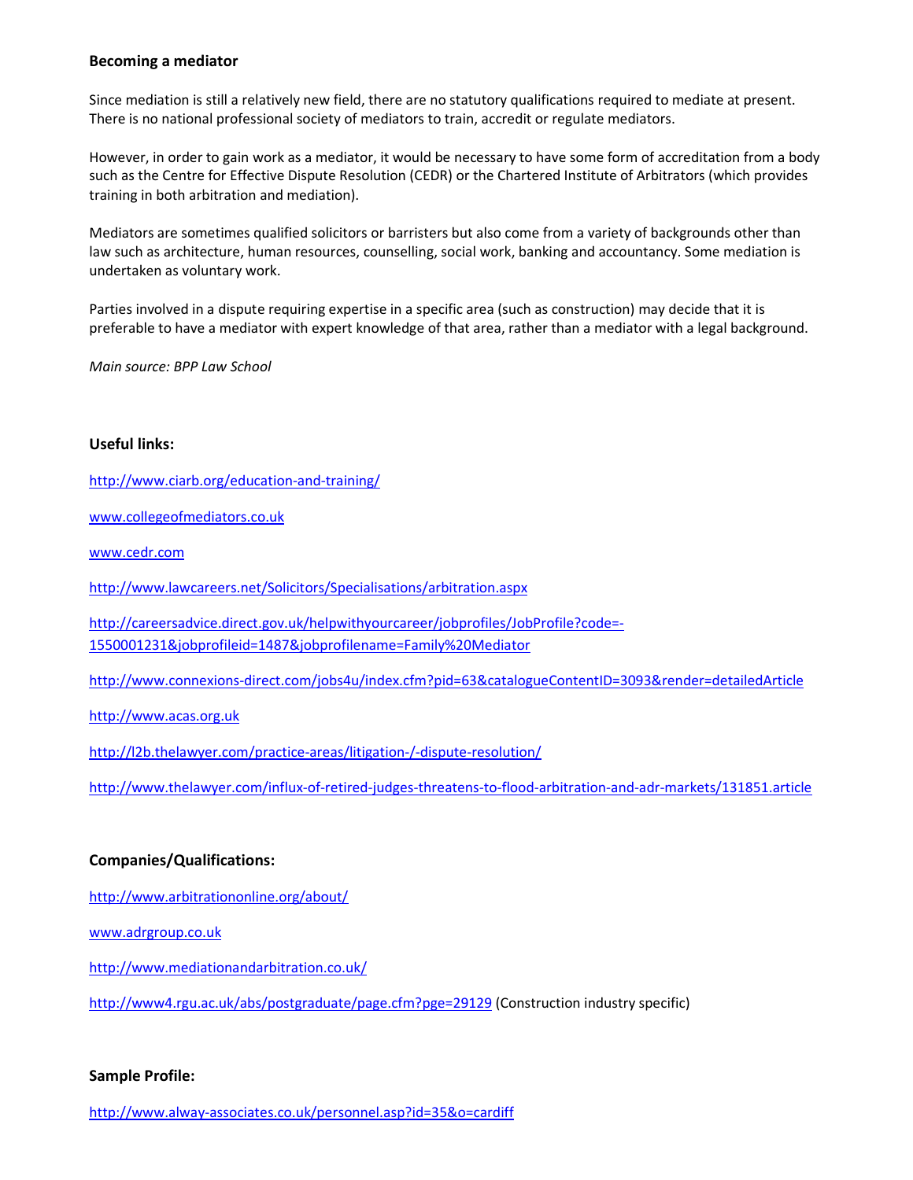**Becoming a mediator**

Since mediation is still a relatively new field, there are no statutory qualifications required to mediate at present. There is no national professional society of mediators to train, accredit or regulate mediators.

However, in order to gain work as a mediator, it would be necessary to have some form of accreditation from a body such as the Centre for Effective Dispute Resolution (CEDR) or the Chartered Institute of Arbitrators (which provides training in both arbitration and mediation).

Mediators are sometimes qualified solicitors or barristers but also come from a variety of backgrounds other than law such as architecture, human resources, counselling, social work, banking and accountancy. Some mediation is undertaken as voluntary work.

Parties involved in a dispute requiring expertise in a specific area (such as construction) may decide that it is preferable to have a mediator with expert knowledge of that area, rather than a mediator with a legal background.

*Main source: BPP Law School*

**Useful links:**

http://www.ciarb.org/education-and-training/

www.collegeofmediators.co.uk

www.cedr.com

http://www.lawcareers.net/Solicitors/Specialisations/arbitration.aspx

http://careersadvice.direct.gov.uk/helpwithyourcareer/jobprofiles/JobProfile?code=-1550001231&jobprofileid=1487&jobprofilename=Family%20Mediator

http://www.connexions-direct.com/jobs4u/index.cfm?pid=63&catalogueContentID=3093&render=detailedArticle

http://www.acas.org.uk

http://l2b.thelawyer.com/practice-areas/litigation-/-dispute-resolution/

http://www.thelawyer.com/influx-of-retired-judges-threatens-to-flood-arbitration-and-adr-markets/131851.article

**Companies/Qualifications:**

http://www.arbitrationonline.org/about/

www.adrgroup.co.uk

http://www.mediationandarbitration.co.uk/

http://www4.rgu.ac.uk/abs/postgraduate/page.cfm?pge=29129 (Construction industry specific)

**Sample Profile:**

http://www.alway-associates.co.uk/personnel.asp?id=35&o=cardiff